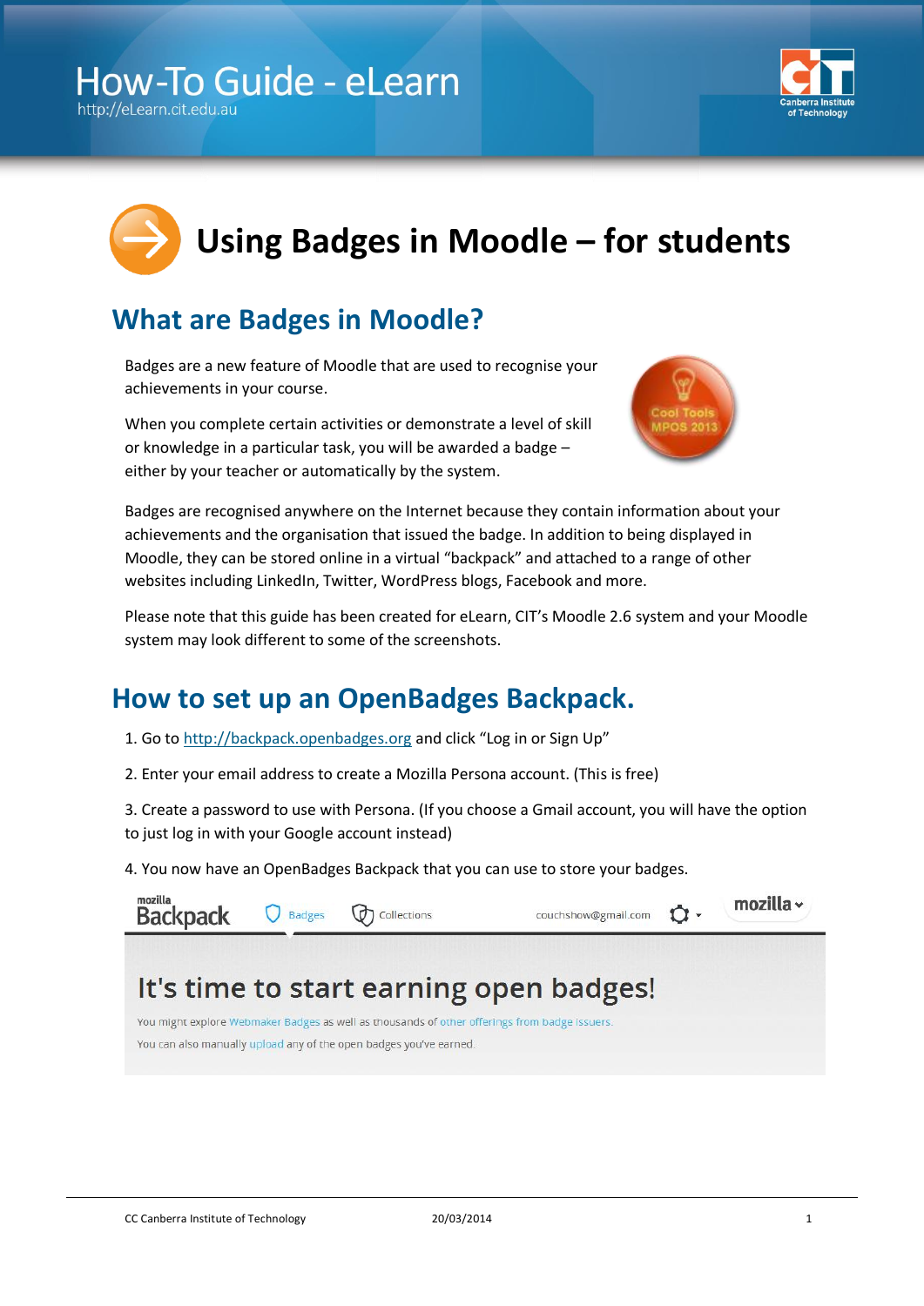# Using Badges in Moodle – for students

## What are Badges in Moodle?

Badges are a new feature of Moodle that are used to recognise your achievements in your course.

When you complete certain activities or demonstrate a level of skill or knowledge in a particular task, you will be awarded a badge – either by your teacher or automatically by the system.

Badges are recognised anywhere on the Internet because they contain information about your achievements and the organisation that issued the badge. In addition to being displayed in Moodle, they can be stored online in a virtual "backpack" and attached to a range of other websites including LinkedIn, Twitter, WordPress blogs, Facebook and more.

Please note that this guide has been created for eLearn, CIT's Moodle 2.6 system and your Moodle system may look different to some of the screenshots.

## How to set up an OpenBadges Backpack.

1. Go to http://backpack.openbadges.org and click "Log in or Sign Up"

2. Enter your email address to create a Mozilla Persona account. (This is free)

3. Create a password to use with Persona. (If you choose a Gmail account, you will have the option to just log in with your Google account instead)

4. You now have an OpenBadges Backpack that you can use to store your badges.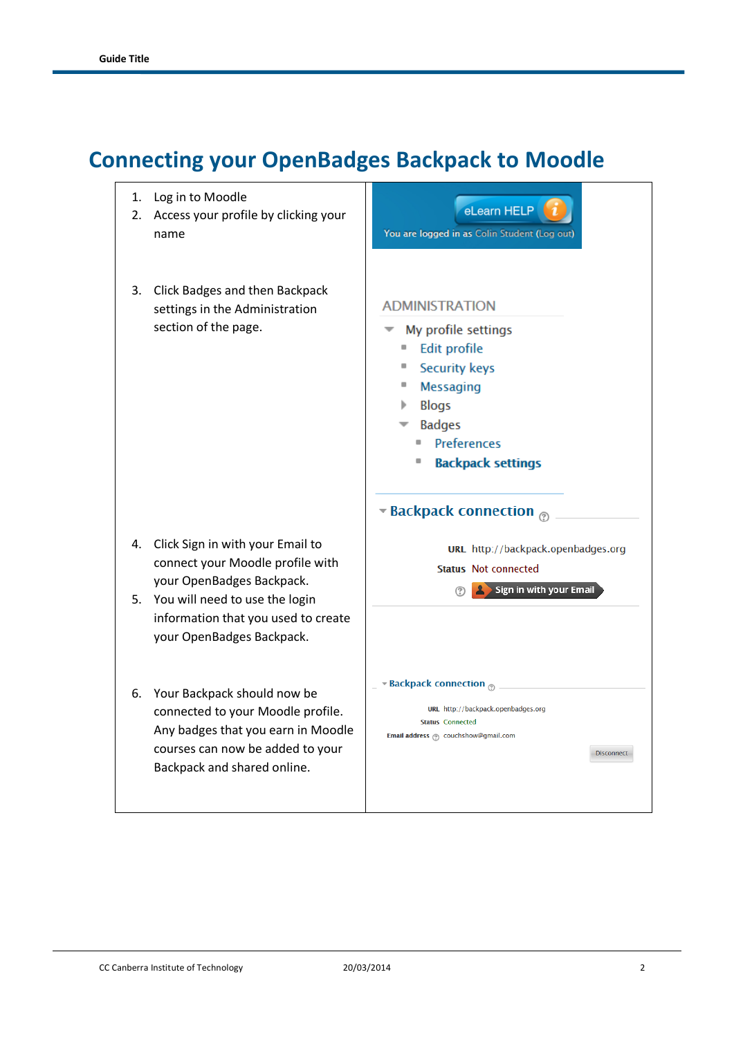# Connecting your OpenBadges Backpack to Moodle

1. Log in to Moodle
2. Access your profile by clicking your name

You are logged in as Colin Student (Log out)

3. Click Badges and then Backpack settings in the Administration section of the page.

ADMINISTRATION

- My profile settings
  - Edit profile
  - Security keys
  - Messaging
  - Blogs
  - Badges
    - Preferences
    - **Backpack settings**

4. Click Sign in with your Email to connect your Moodle profile with your OpenBadges Backpack.
5. You will need to use the login information that you used to create your OpenBadges Backpack.

**Backpack connection**

**URL** http://backpack.openbadges.org

**Status** Not connected

Sign in with your Email

6. Your Backpack should now be connected to your Moodle profile. Any badges that you earn in Moodle courses can now be added to your Backpack and shared online.

**Backpack connection**

**URL** http://backpack.openbadges.org

**Status** Connected

**Email address** couchshow@gmail.com

Disconnect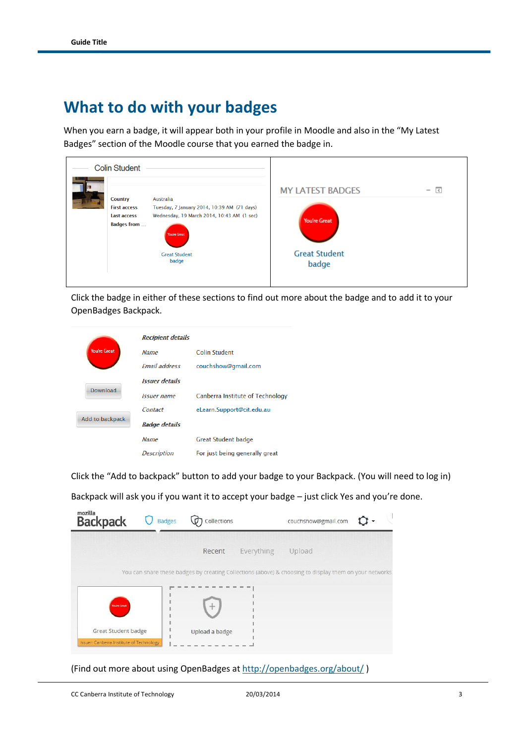# What to do with your badges

When you earn a badge, it will appear both in your profile in Moodle and also in the "My Latest Badges" section of the Moodle course that you earned the badge in.

Click the badge in either of these sections to find out more about the badge and to add it to your OpenBadges Backpack.

Click the "Add to backpack" button to add your badge to your Backpack. (You will need to log in)

Backpack will ask you if you want it to accept your badge – just click Yes and you're done.

(Find out more about using OpenBadges at http://openbadges.org/about/ )